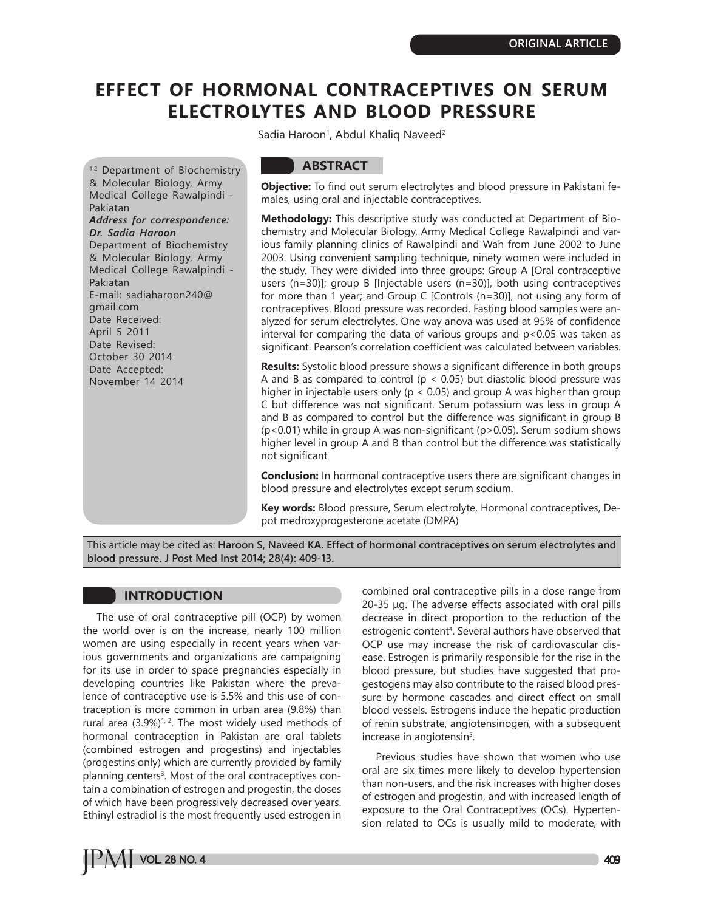ORIGINAL ARTICLE

# EFFECT OF HORMONAL CONTRACEPTIVES ON SERUM ELECTROLYTES AND BLOOD PRESSURE

Sadia Haroon[1], Abdul Khaliq Naveed[2]

[1,2] Department of Biochemistry & Molecular Biology, Army Medical College Rawalpindi - Pakiatan

***Address for correspondence:***
***Dr. Sadia Haroon***
Department of Biochemistry & Molecular Biology, Army Medical College Rawalpindi - Pakiatan
E-mail: sadiaharoon240@gmail.com
Date Received: April 5 2011
Date Revised: October 30 2014
Date Accepted: November 14 2014

## ABSTRACT

**Objective:** To find out serum electrolytes and blood pressure in Pakistani females, using oral and injectable contraceptives.

**Methodology:** This descriptive study was conducted at Department of Biochemistry and Molecular Biology, Army Medical College Rawalpindi and various family planning clinics of Rawalpindi and Wah from June 2002 to June 2003. Using convenient sampling technique, ninety women were included in the study. They were divided into three groups: Group A [Oral contraceptive users (n=30)]; group B [Injectable users (n=30)], both using contraceptives for more than 1 year; and Group C [Controls (n=30)], not using any form of contraceptives. Blood pressure was recorded. Fasting blood samples were analyzed for serum electrolytes. One way anova was used at 95% of confidence interval for comparing the data of various groups and $p<0.05$ was taken as significant. Pearson's correlation coefficient was calculated between variables.

**Results:** Systolic blood pressure shows a significant difference in both groups A and B as compared to control ($p < 0.05$) but diastolic blood pressure was higher in injectable users only ($p < 0.05$) and group A was higher than group C but difference was not significant. Serum potassium was less in group A and B as compared to control but the difference was significant in group B ($p<0.01$) while in group A was non-significant ($p>0.05$). Serum sodium shows higher level in group A and B than control but the difference was statistically not significant

**Conclusion:** In hormonal contraceptive users there are significant changes in blood pressure and electrolytes except serum sodium.

**Key words:** Blood pressure, Serum electrolyte, Hormonal contraceptives, Depot medroxyprogesterone acetate (DMPA)

This article may be cited as: **Haroon S, Naveed KA. Effect of hormonal contraceptives on serum electrolytes and blood pressure. J Post Med Inst 2014; 28(4): 409-13.**

## INTRODUCTION

The use of oral contraceptive pill (OCP) by women the world over is on the increase, nearly 100 million women are using especially in recent years when various governments and organizations are campaigning for its use in order to space pregnancies especially in developing countries like Pakistan where the prevalence of contraceptive use is 5.5% and this use of contraception is more common in urban area (9.8%) than rural area (3.9%)[1, 2]. The most widely used methods of hormonal contraception in Pakistan are oral tablets (combined estrogen and progestins) and injectables (progestins only) which are currently provided by family planning centers[3]. Most of the oral contraceptives contain a combination of estrogen and progestin, the doses of which have been progressively decreased over years. Ethinyl estradiol is the most frequently used estrogen in combined oral contraceptive pills in a dose range from 20-35 µg. The adverse effects associated with oral pills decrease in direct proportion to the reduction of the estrogenic content[4]. Several authors have observed that OCP use may increase the risk of cardiovascular disease. Estrogen is primarily responsible for the rise in the blood pressure, but studies have suggested that progestogens may also contribute to the raised blood pressure by hormone cascades and direct effect on small blood vessels. Estrogens induce the hepatic production of renin substrate, angiotensinogen, with a subsequent increase in angiotensin[5].

Previous studies have shown that women who use oral are six times more likely to develop hypertension than non-users, and the risk increases with higher doses of estrogen and progestin, and with increased length of exposure to the Oral Contraceptives (OCs). Hypertension related to OCs is usually mild to moderate, with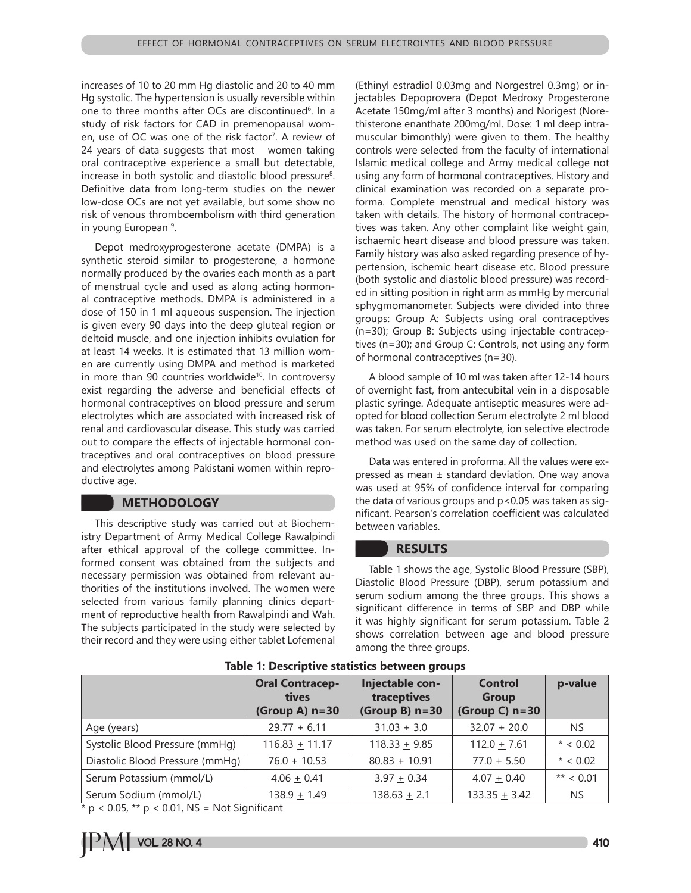increases of 10 to 20 mm Hg diastolic and 20 to 40 mm Hg systolic. The hypertension is usually reversible within one to three months after OCs are discontinued[6]. In a study of risk factors for CAD in premenopausal women, use of OC was one of the risk factor[7]. A review of 24 years of data suggests that most women taking oral contraceptive experience a small but detectable, increase in both systolic and diastolic blood pressure[8]. Definitive data from long-term studies on the newer low-dose OCs are not yet available, but some show no risk of venous thromboembolism with third generation in young European [9].

Depot medroxyprogesterone acetate (DMPA) is a synthetic steroid similar to progesterone, a hormone normally produced by the ovaries each month as a part of menstrual cycle and used as along acting hormonal contraceptive methods. DMPA is administered in a dose of 150 in 1 ml aqueous suspension. The injection is given every 90 days into the deep gluteal region or deltoid muscle, and one injection inhibits ovulation for at least 14 weeks. It is estimated that 13 million women are currently using DMPA and method is marketed in more than 90 countries worldwide[10]. In controversy exist regarding the adverse and beneficial effects of hormonal contraceptives on blood pressure and serum electrolytes which are associated with increased risk of renal and cardiovascular disease. This study was carried out to compare the effects of injectable hormonal contraceptives and oral contraceptives on blood pressure and electrolytes among Pakistani women within reproductive age.

## METHODOLOGY

This descriptive study was carried out at Biochemistry Department of Army Medical College Rawalpindi after ethical approval of the college committee. Informed consent was obtained from the subjects and necessary permission was obtained from relevant authorities of the institutions involved. The women were selected from various family planning clinics department of reproductive health from Rawalpindi and Wah. The subjects participated in the study were selected by their record and they were using either tablet Lofemenal (Ethinyl estradiol 0.03mg and Norgestrel 0.3mg) or injectables Depoprovera (Depot Medroxy Progesterone Acetate 150mg/ml after 3 months) and Norigest (Norethisterone enanthate 200mg/ml. Dose: 1 ml deep intramuscular bimonthly) were given to them. The healthy controls were selected from the faculty of international Islamic medical college and Army medical college not using any form of hormonal contraceptives. History and clinical examination was recorded on a separate proforma. Complete menstrual and medical history was taken with details. The history of hormonal contraceptives was taken. Any other complaint like weight gain, ischaemic heart disease and blood pressure was taken. Family history was also asked regarding presence of hypertension, ischemic heart disease etc. Blood pressure (both systolic and diastolic blood pressure) was recorded in sitting position in right arm as mmHg by mercurial sphygmomanometer. Subjects were divided into three groups: Group A: Subjects using oral contraceptives (n=30); Group B: Subjects using injectable contraceptives (n=30); and Group C: Controls, not using any form of hormonal contraceptives (n=30).

A blood sample of 10 ml was taken after 12-14 hours of overnight fast, from antecubital vein in a disposable plastic syringe. Adequate antiseptic measures were adopted for blood collection Serum electrolyte 2 ml blood was taken. For serum electrolyte, ion selective electrode method was used on the same day of collection.

Data was entered in proforma. All the values were expressed as mean ± standard deviation. One way anova was used at 95% of confidence interval for comparing the data of various groups and p<0.05 was taken as significant. Pearson's correlation coefficient was calculated between variables.

## RESULTS

Table 1 shows the age, Systolic Blood Pressure (SBP), Diastolic Blood Pressure (DBP), serum potassium and serum sodium among the three groups. This shows a significant difference in terms of SBP and DBP while it was highly significant for serum potassium. Table 2 shows correlation between age and blood pressure among the three groups.

**Table 1: Descriptive statistics between groups**

| | Oral Contraceptives (Group A) n=30 | Injectable contraceptives (Group B) n=30 | Control Group (Group C) n=30 | p-value |
|---|---|---|---|---|
| Age (years) | 29.77 ± 6.11 | 31.03 ± 3.0 | 32.07 ± 20.0 | NS |
| Systolic Blood Pressure (mmHg) | 116.83 ± 11.17 | 118.33 ± 9.85 | 112.0 ± 7.61 | * < 0.02 |
| Diastolic Blood Pressure (mmHg) | 76.0 ± 10.53 | 80.83 ± 10.91 | 77.0 ± 5.50 | * < 0.02 |
| Serum Potassium (mmol/L) | 4.06 ± 0.41 | 3.97 ± 0.34 | 4.07 ± 0.40 | ** < 0.01 |
| Serum Sodium (mmol/L) | 138.9 ± 1.49 | 138.63 ± 2.1 | 133.35 ± 3.42 | NS |

* $p < 0.05$, ** $p < 0.01$, NS = Not Significant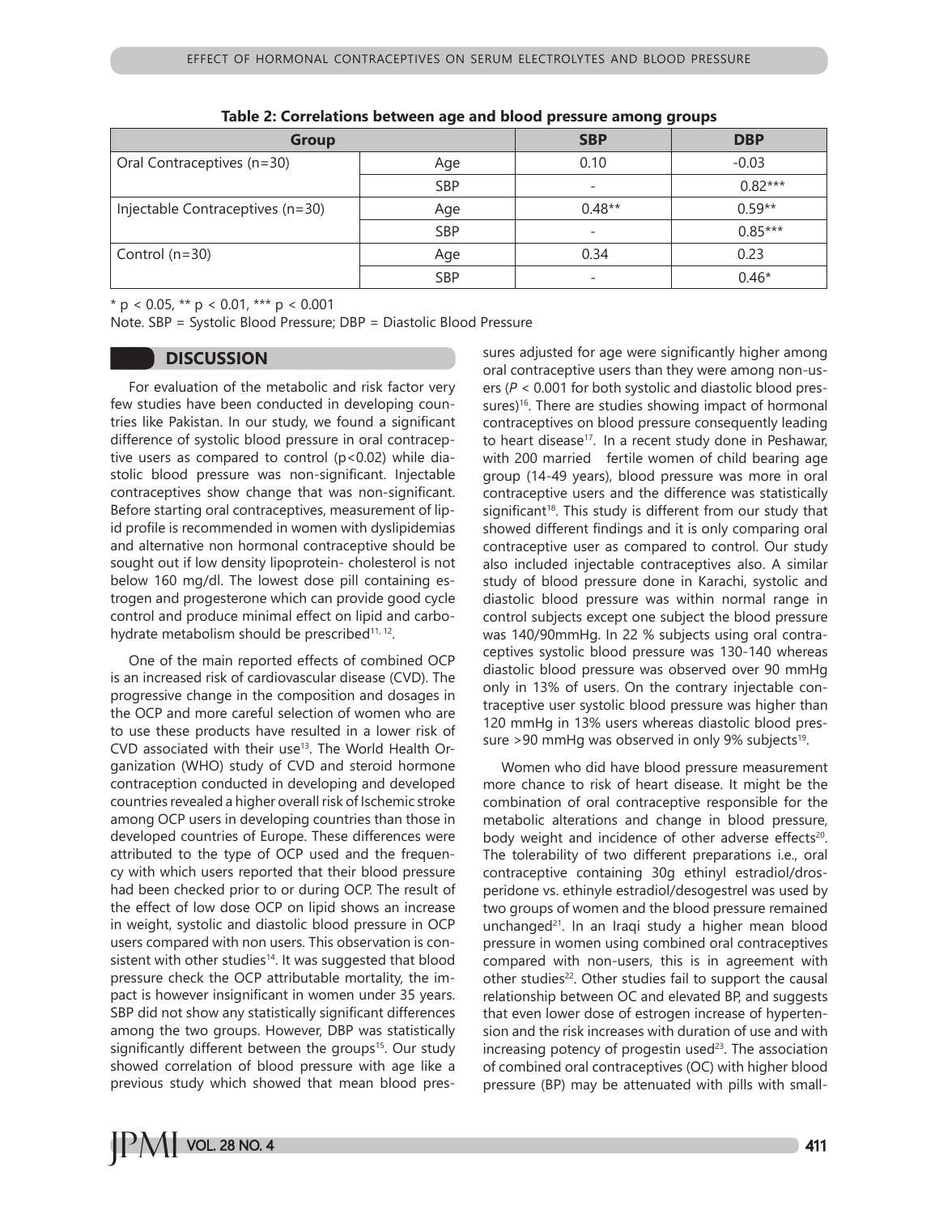**Table 2: Correlations between age and blood pressure among groups**

| Group | | SBP | DBP |
|---|---|---|---|
| Oral Contraceptives (n=30) | Age | 0.10 | -0.03 |
| | SBP | - | 0.82*** |
| Injectable Contraceptives (n=30) | Age | 0.48** | 0.59** |
| | SBP | - | 0.85*** |
| Control (n=30) | Age | 0.34 | 0.23 |
| | SBP | - | 0.46* |

\* $p < 0.05$, ** $p < 0.01$, *** $p < 0.001$

Note. SBP = Systolic Blood Pressure; DBP = Diastolic Blood Pressure

## DISCUSSION

For evaluation of the metabolic and risk factor very few studies have been conducted in developing countries like Pakistan. In our study, we found a significant difference of systolic blood pressure in oral contraceptive users as compared to control ($p<0.02$) while diastolic blood pressure was non-significant. Injectable contraceptives show change that was non-significant. Before starting oral contraceptives, measurement of lipid profile is recommended in women with dyslipidemias and alternative non hormonal contraceptive should be sought out if low density lipoprotein- cholesterol is not below 160 mg/dl. The lowest dose pill containing estrogen and progesterone which can provide good cycle control and produce minimal effect on lipid and carbohydrate metabolism should be prescribed[11, 12].

One of the main reported effects of combined OCP is an increased risk of cardiovascular disease (CVD). The progressive change in the composition and dosages in the OCP and more careful selection of women who are to use these products have resulted in a lower risk of CVD associated with their use[13]. The World Health Organization (WHO) study of CVD and steroid hormone contraception conducted in developing and developed countries revealed a higher overall risk of Ischemic stroke among OCP users in developing countries than those in developed countries of Europe. These differences were attributed to the type of OCP used and the frequency with which users reported that their blood pressure had been checked prior to or during OCP. The result of the effect of low dose OCP on lipid shows an increase in weight, systolic and diastolic blood pressure in OCP users compared with non users. This observation is consistent with other studies[14]. It was suggested that blood pressure check the OCP attributable mortality, the impact is however insignificant in women under 35 years. SBP did not show any statistically significant differences among the two groups. However, DBP was statistically significantly different between the groups[15]. Our study showed correlation of blood pressure with age like a previous study which showed that mean blood pressures adjusted for age were significantly higher among oral contraceptive users than they were among non-users (*P* < 0.001 for both systolic and diastolic blood pressures)[16]. There are studies showing impact of hormonal contraceptives on blood pressure consequently leading to heart disease[17]. In a recent study done in Peshawar, with 200 married fertile women of child bearing age group (14-49 years), blood pressure was more in oral contraceptive users and the difference was statistically significant[18]. This study is different from our study that showed different findings and it is only comparing oral contraceptive user as compared to control. Our study also included injectable contraceptives also. A similar study of blood pressure done in Karachi, systolic and diastolic blood pressure was within normal range in control subjects except one subject the blood pressure was 140/90mmHg. In 22 % subjects using oral contraceptives systolic blood pressure was 130-140 whereas diastolic blood pressure was observed over 90 mmHg only in 13% of users. On the contrary injectable contraceptive user systolic blood pressure was higher than 120 mmHg in 13% users whereas diastolic blood pressure >90 mmHg was observed in only 9% subjects[19].

Women who did have blood pressure measurement more chance to risk of heart disease. It might be the combination of oral contraceptive responsible for the metabolic alterations and change in blood pressure, body weight and incidence of other adverse effects[20]. The tolerability of two different preparations i.e., oral contraceptive containing 30g ethinyl estradiol/drospiridone vs. ethinyle estradiol/desogestrel was used by two groups of women and the blood pressure remained unchanged[21]. In an Iraqi study a higher mean blood pressure in women using combined oral contraceptives compared with non-users, this is in agreement with other studies[22]. Other studies fail to support the causal relationship between OC and elevated BP, and suggests that even lower dose of estrogen increase of hypertension and the risk increases with duration of use and with increasing potency of progestin used[23]. The association of combined oral contraceptives (OC) with higher blood pressure (BP) may be attenuated with pills with small-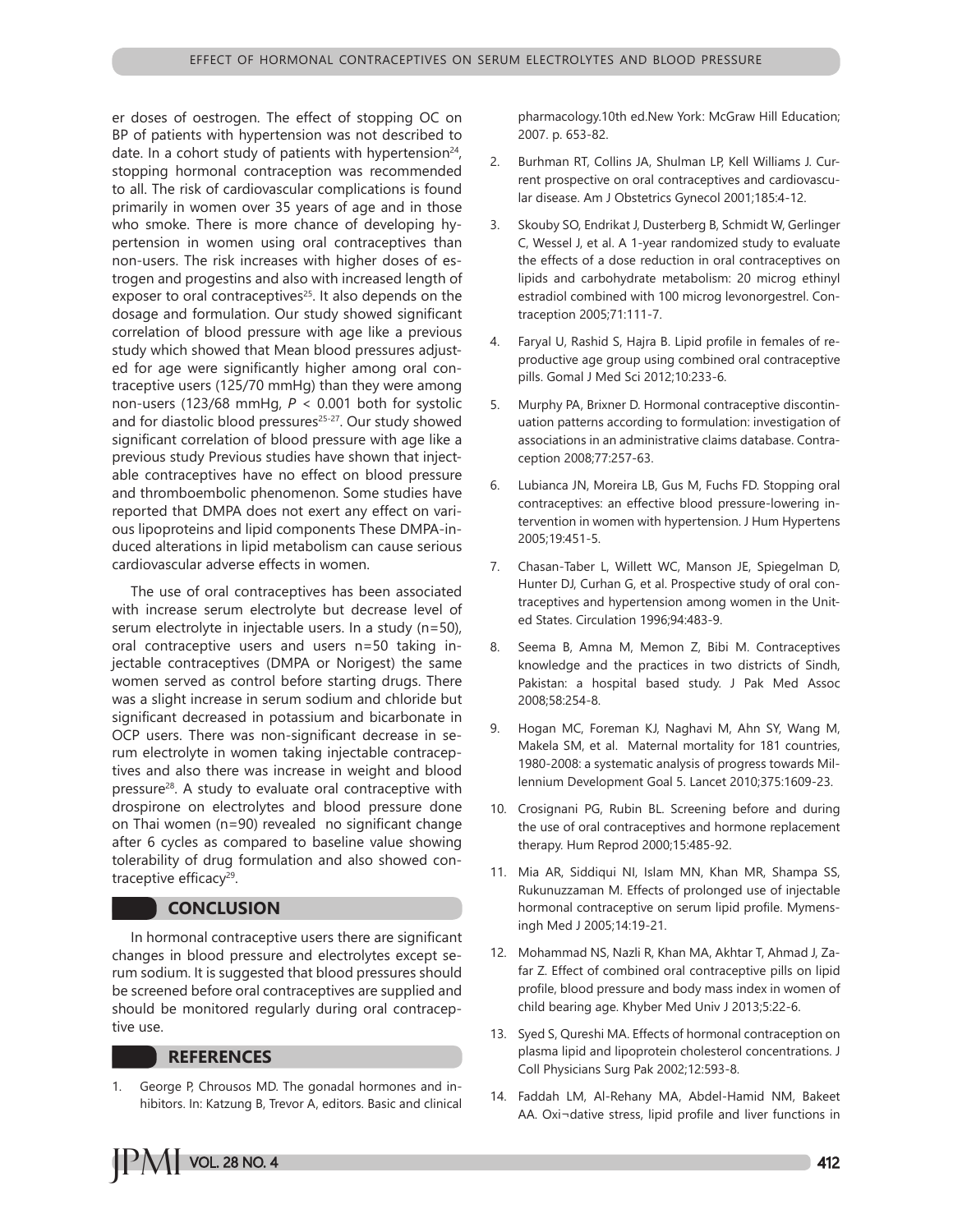er doses of oestrogen. The effect of stopping OC on BP of patients with hypertension was not described to date. In a cohort study of patients with hypertension[24], stopping hormonal contraception was recommended to all. The risk of cardiovascular complications is found primarily in women over 35 years of age and in those who smoke. There is more chance of developing hypertension in women using oral contraceptives than non-users. The risk increases with higher doses of estrogen and progestins and also with increased length of exposer to oral contraceptives[25]. It also depends on the dosage and formulation. Our study showed significant correlation of blood pressure with age like a previous study which showed that Mean blood pressures adjusted for age were significantly higher among oral contraceptive users (125/70 mmHg) than they were among non-users (123/68 mmHg, $P < 0.001$ both for systolic and for diastolic blood pressures[25-27]. Our study showed significant correlation of blood pressure with age like a previous study Previous studies have shown that injectable contraceptives have no effect on blood pressure and thromboembolic phenomenon. Some studies have reported that DMPA does not exert any effect on various lipoproteins and lipid components These DMPA-induced alterations in lipid metabolism can cause serious cardiovascular adverse effects in women.

The use of oral contraceptives has been associated with increase serum electrolyte but decrease level of serum electrolyte in injectable users. In a study (n=50), oral contraceptive users and users n=50 taking injectable contraceptives (DMPA or Norigest) the same women served as control before starting drugs. There was a slight increase in serum sodium and chloride but significant decreased in potassium and bicarbonate in OCP users. There was non-significant decrease in serum electrolyte in women taking injectable contraceptives and also there was increase in weight and blood pressure[28]. A study to evaluate oral contraceptive with drospirone on electrolytes and blood pressure done on Thai women (n=90) revealed no significant change after 6 cycles as compared to baseline value showing tolerability of drug formulation and also showed contraceptive efficacy[29].

## CONCLUSION

In hormonal contraceptive users there are significant changes in blood pressure and electrolytes except serum sodium. It is suggested that blood pressures should be screened before oral contraceptives are supplied and should be monitored regularly during oral contraceptive use.

## REFERENCES

1. George P, Chrousos MD. The gonadal hormones and inhibitors. In: Katzung B, Trevor A, editors. Basic and clinical pharmacology.10th ed.New York: McGraw Hill Education; 2007. p. 653-82.
2. Burhman RT, Collins JA, Shulman LP, Kell Williams J. Current prospective on oral contraceptives and cardiovascular disease. Am J Obstetrics Gynecol 2001;185:4-12.
3. Skouby SO, Endrikat J, Dusterberg B, Schmidt W, Gerlinger C, Wessel J, et al. A 1-year randomized study to evaluate the effects of a dose reduction in oral contraceptives on lipids and carbohydrate metabolism: 20 microg ethinyl estradiol combined with 100 microg levonorgestrel. Contraception 2005;71:111-7.
4. Faryal U, Rashid S, Hajra B. Lipid profile in females of reproductive age group using combined oral contraceptive pills. Gomal J Med Sci 2012;10:233-6.
5. Murphy PA, Brixner D. Hormonal contraceptive discontinuation patterns according to formulation: investigation of associations in an administrative claims database. Contraception 2008;77:257-63.
6. Lubianca JN, Moreira LB, Gus M, Fuchs FD. Stopping oral contraceptives: an effective blood pressure-lowering intervention in women with hypertension. J Hum Hypertens 2005;19:451-5.
7. Chasan-Taber L, Willett WC, Manson JE, Spiegelman D, Hunter DJ, Curhan G, et al. Prospective study of oral contraceptives and hypertension among women in the United States. Circulation 1996;94:483-9.
8. Seema B, Amna M, Memon Z, Bibi M. Contraceptives knowledge and the practices in two districts of Sindh, Pakistan: a hospital based study. J Pak Med Assoc 2008;58:254-8.
9. Hogan MC, Foreman KJ, Naghavi M, Ahn SY, Wang M, Makela SM, et al. Maternal mortality for 181 countries, 1980-2008: a systematic analysis of progress towards Millennium Development Goal 5. Lancet 2010;375:1609-23.
10. Crosignani PG, Rubin BL. Screening before and during the use of oral contraceptives and hormone replacement therapy. Hum Reprod 2000;15:485-92.
11. Mia AR, Siddiqui NI, Islam MN, Khan MR, Shampa SS, Rukunuzzaman M. Effects of prolonged use of injectable hormonal contraceptive on serum lipid profile. Mymensingh Med J 2005;14:19-21.
12. Mohammad NS, Nazli R, Khan MA, Akhtar T, Ahmad J, Zafar Z. Effect of combined oral contraceptive pills on lipid profile, blood pressure and body mass index in women of child bearing age. Khyber Med Univ J 2013;5:22-6.
13. Syed S, Qureshi MA. Effects of hormonal contraception on plasma lipid and lipoprotein cholesterol concentrations. J Coll Physicians Surg Pak 2002;12:593-8.
14. Faddah LM, Al-Rehany MA, Abdel-Hamid NM, Bakeet AA. Oxi¬dative stress, lipid profile and liver functions in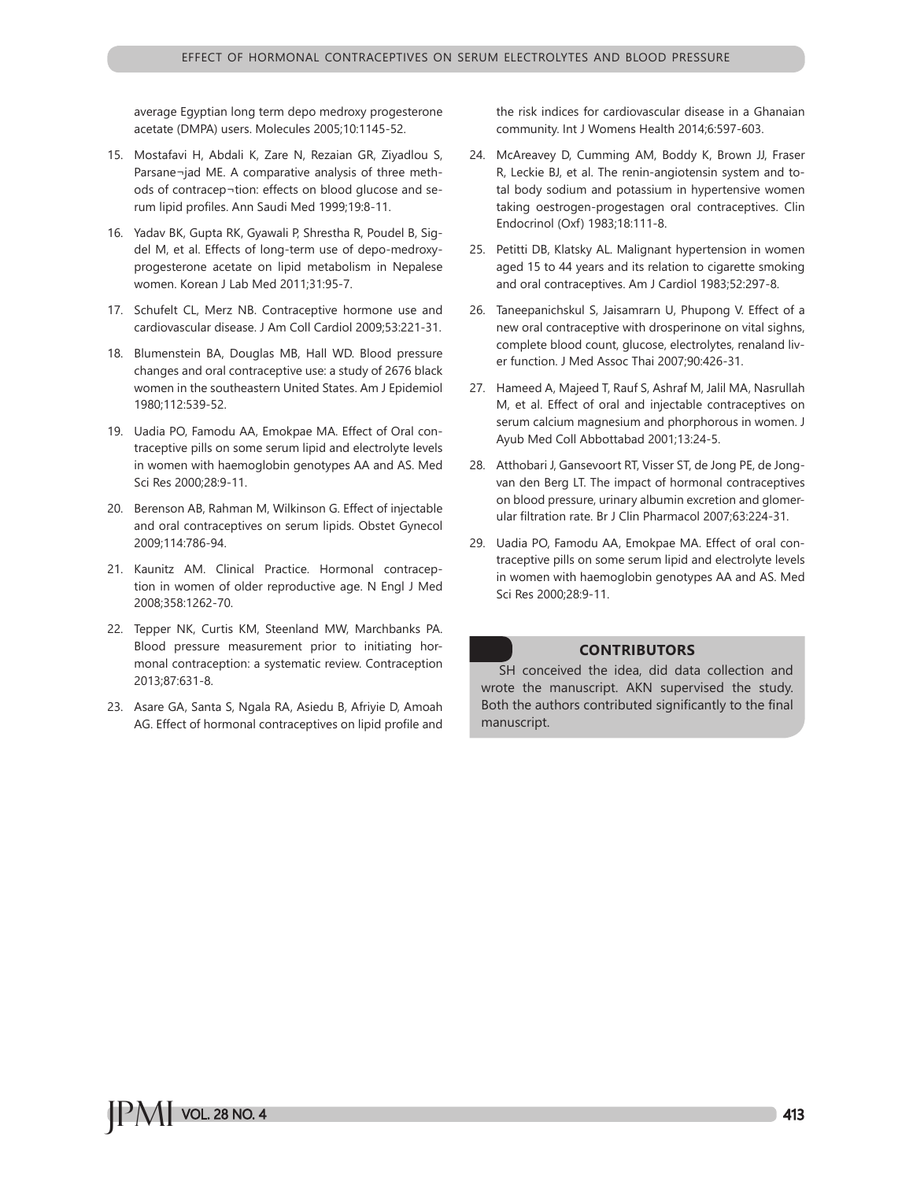average Egyptian long term depo medroxy progesterone acetate (DMPA) users. Molecules 2005;10:1145-52.

15. Mostafavi H, Abdali K, Zare N, Rezaian GR, Ziyadlou S, Parsane¬jad ME. A comparative analysis of three methods of contracep¬tion: effects on blood glucose and serum lipid profiles. Ann Saudi Med 1999;19:8-11.

16. Yadav BK, Gupta RK, Gyawali P, Shrestha R, Poudel B, Sigdel M, et al. Effects of long-term use of depo-medroxy-progesterone acetate on lipid metabolism in Nepalese women. Korean J Lab Med 2011;31:95-7.

17. Schufelt CL, Merz NB. Contraceptive hormone use and cardiovascular disease. J Am Coll Cardiol 2009;53:221-31.

18. Blumenstein BA, Douglas MB, Hall WD. Blood pressure changes and oral contraceptive use: a study of 2676 black women in the southeastern United States. Am J Epidemiol 1980;112:539-52.

19. Uadia PO, Famodu AA, Emokpae MA. Effect of Oral contraceptive pills on some serum lipid and electrolyte levels in women with haemoglobin genotypes AA and AS. Med Sci Res 2000;28:9-11.

20. Berenson AB, Rahman M, Wilkinson G. Effect of injectable and oral contraceptives on serum lipids. Obstet Gynecol 2009;114:786-94.

21. Kaunitz AM. Clinical Practice. Hormonal contraception in women of older reproductive age. N Engl J Med 2008;358:1262-70.

22. Tepper NK, Curtis KM, Steenland MW, Marchbanks PA. Blood pressure measurement prior to initiating hormonal contraception: a systematic review. Contraception 2013;87:631-8.

23. Asare GA, Santa S, Ngala RA, Asiedu B, Afriyie D, Amoah AG. Effect of hormonal contraceptives on lipid profile and the risk indices for cardiovascular disease in a Ghanaian community. Int J Womens Health 2014;6:597-603.

24. McAreavey D, Cumming AM, Boddy K, Brown JJ, Fraser R, Leckie BJ, et al. The renin-angiotensin system and total body sodium and potassium in hypertensive women taking oestrogen-progestagen oral contraceptives. Clin Endocrinol (Oxf) 1983;18:111-8.

25. Petitti DB, Klatsky AL. Malignant hypertension in women aged 15 to 44 years and its relation to cigarette smoking and oral contraceptives. Am J Cardiol 1983;52:297-8.

26. Taneepanichskul S, Jaisamrarn U, Phupong V. Effect of a new oral contraceptive with drosperinone on vital signs, complete blood count, glucose, electrolytes, renaland liver function. J Med Assoc Thai 2007;90:426-31.

27. Hameed A, Majeed T, Rauf S, Ashraf M, Jalil MA, Nasrullah M, et al. Effect of oral and injectable contraceptives on serum calcium magnesium and phorphorous in women. J Ayub Med Coll Abbottabad 2001;13:24-5.

28. Atthobari J, Gansevoort RT, Visser ST, de Jong PE, de Jong-van den Berg LT. The impact of hormonal contraceptives on blood pressure, urinary albumin excretion and glomerular filtration rate. Br J Clin Pharmacol 2007;63:224-31.

29. Uadia PO, Famodu AA, Emokpae MA. Effect of oral contraceptive pills on some serum lipid and electrolyte levels in women with haemoglobin genotypes AA and AS. Med Sci Res 2000;28:9-11.

## CONTRIBUTORS

SH conceived the idea, did data collection and wrote the manuscript. AKN supervised the study. Both the authors contributed significantly to the final manuscript.